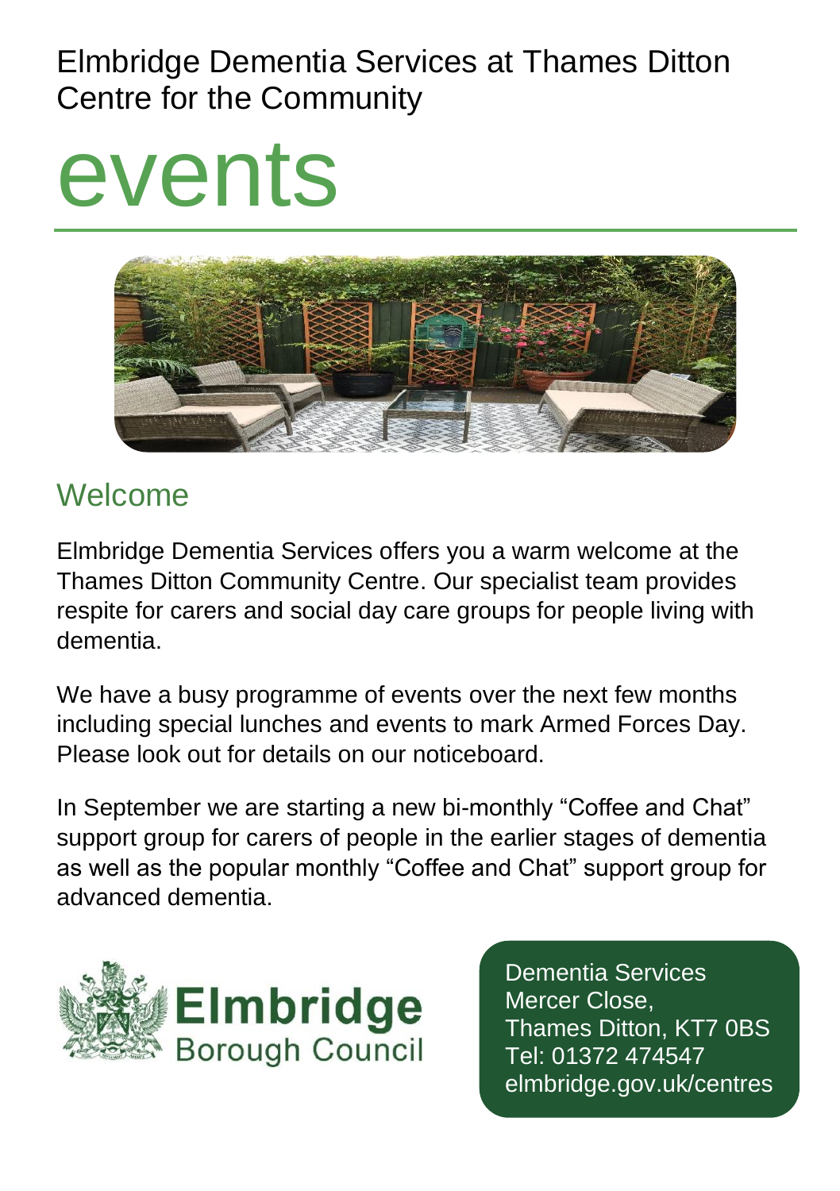Elmbridge Dementia Services at Thames Ditton Centre for the Community

# events

## Welcome

Elmbridge Dementia Services offers you a warm welcome at the Thames Ditton Community Centre. Our specialist team provides respite for carers and social day care groups for people living with dementia.

We have a busy programme of events over the next few months including special lunches and events to mark Armed Forces Day. Please look out for details on our noticeboard.

In September we are starting a new bi-monthly “Coffee and Chat” support group for carers of people in the earlier stages of dementia as well as the popular monthly “Coffee and Chat” support group for advanced dementia.

Elmbridge Borough Council

Dementia Services
Mercer Close,
Thames Ditton, KT7 0BS
Tel: 01372 474547
elmbridge.gov.uk/centres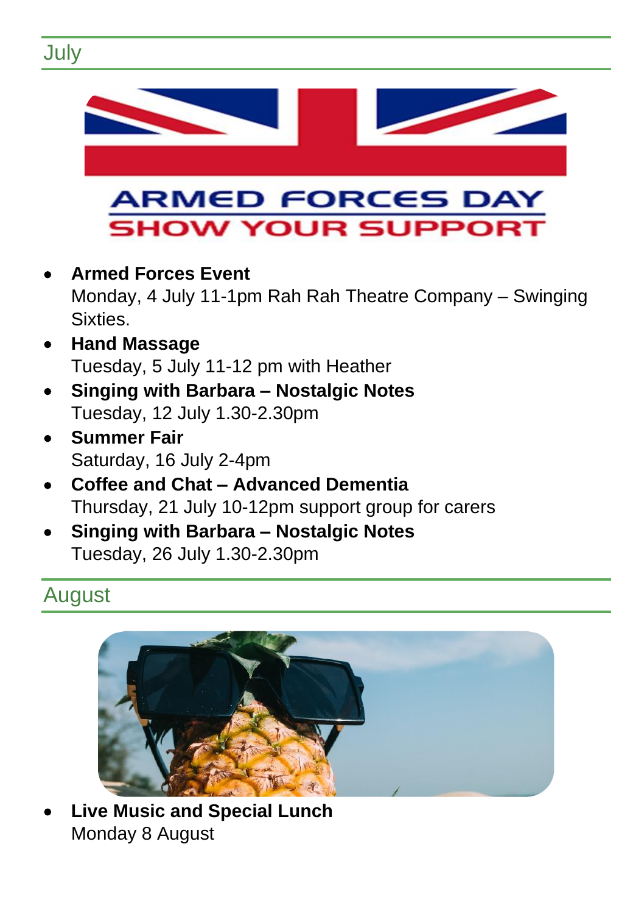## July

ARMED FORCES DAY
SHOW YOUR SUPPORT

- **Armed Forces Event**
  Monday, 4 July 11-1pm Rah Rah Theatre Company – Swinging Sixties.
- **Hand Massage**
  Tuesday, 5 July 11-12 pm with Heather
- **Singing with Barbara – Nostalgic Notes**
  Tuesday, 12 July 1.30-2.30pm
- **Summer Fair**
  Saturday, 16 July 2-4pm
- **Coffee and Chat – Advanced Dementia**
  Thursday, 21 July 10-12pm support group for carers
- **Singing with Barbara – Nostalgic Notes**
  Tuesday, 26 July 1.30-2.30pm

## August

- **Live Music and Special Lunch**
  Monday 8 August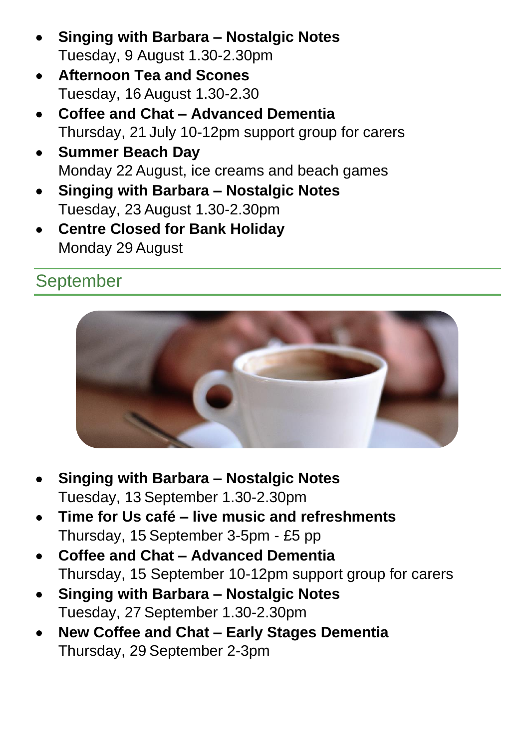- **Singing with Barbara – Nostalgic Notes**
  Tuesday, 9 August 1.30-2.30pm
- **Afternoon Tea and Scones**
  Tuesday, 16 August 1.30-2.30
- **Coffee and Chat – Advanced Dementia**
  Thursday, 21 July 10-12pm support group for carers
- **Summer Beach Day**
  Monday 22 August, ice creams and beach games
- **Singing with Barbara – Nostalgic Notes**
  Tuesday, 23 August 1.30-2.30pm
- **Centre Closed for Bank Holiday**
  Monday 29 August

## September

- **Singing with Barbara – Nostalgic Notes**
  Tuesday, 13 September 1.30-2.30pm
- **Time for Us café – live music and refreshments**
  Thursday, 15 September 3-5pm - £5 pp
- **Coffee and Chat – Advanced Dementia**
  Thursday, 15 September 10-12pm support group for carers
- **Singing with Barbara – Nostalgic Notes**
  Tuesday, 27 September 1.30-2.30pm
- **New Coffee and Chat – Early Stages Dementia**
  Thursday, 29 September 2-3pm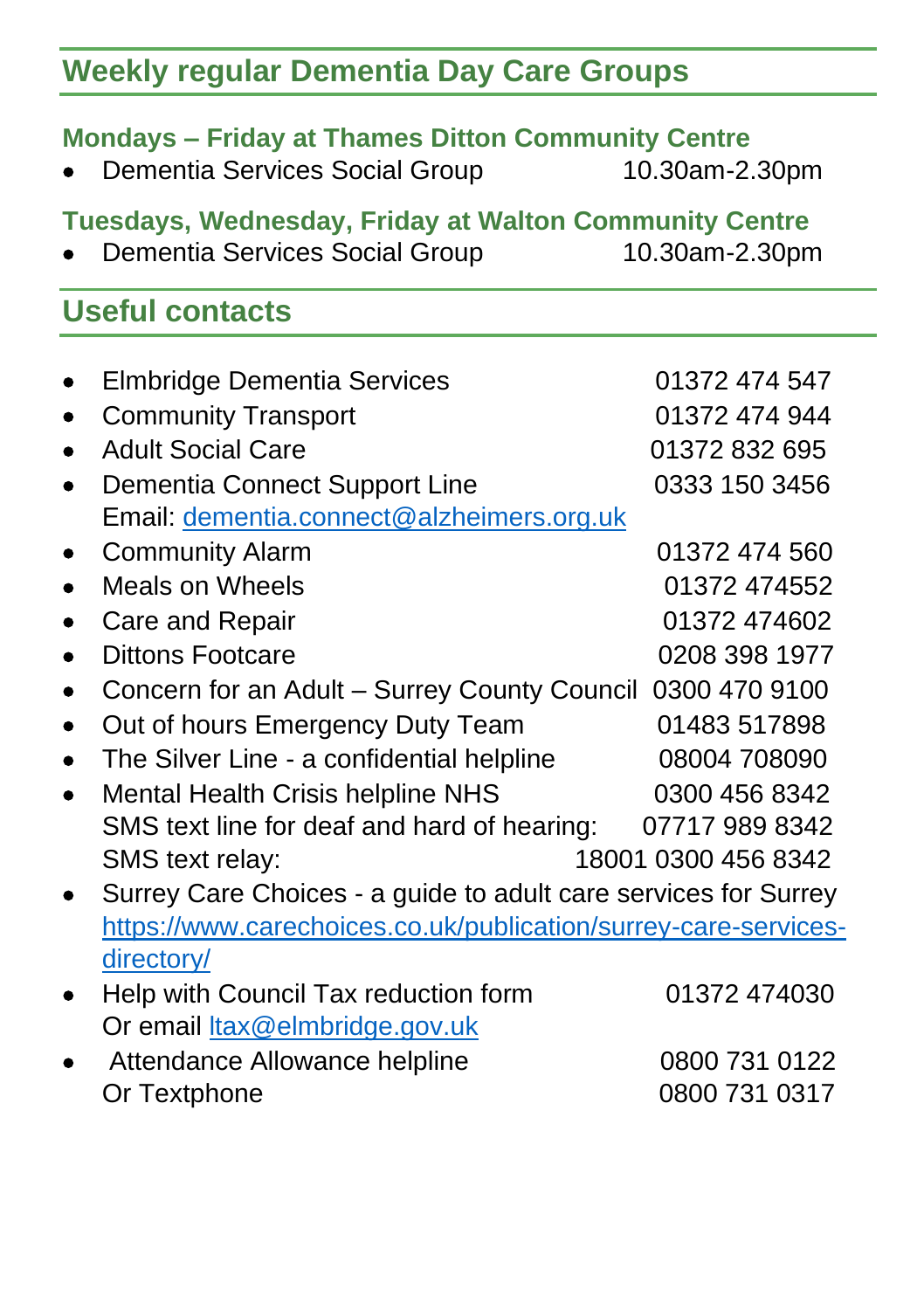## Weekly regular Dementia Day Care Groups

### Mondays – Friday at Thames Ditton Community Centre

- Dementia Services Social Group 10.30am-2.30pm

### Tuesdays, Wednesday, Friday at Walton Community Centre

- Dementia Services Social Group 10.30am-2.30pm

## Useful contacts

- Elmbridge Dementia Services 01372 474 547
- Community Transport 01372 474 944
- Adult Social Care 01372 832 695
- Dementia Connect Support Line 0333 150 3456
  Email: dementia.connect@alzheimers.org.uk
- Community Alarm 01372 474 560
- Meals on Wheels 01372 474552
- Care and Repair 01372 474602
- Dittons Footcare 0208 398 1977
- Concern for an Adult – Surrey County Council 0300 470 9100
- Out of hours Emergency Duty Team 01483 517898
- The Silver Line - a confidential helpline 08004 708090
- Mental Health Crisis helpline NHS 0300 456 8342
  SMS text line for deaf and hard of hearing: 07717 989 8342
  SMS text relay: 18001 0300 456 8342
- Surrey Care Choices - a guide to adult care services for Surrey
  https://www.carechoices.co.uk/publication/surrey-care-services-directory/
- Help with Council Tax reduction form 01372 474030
  Or email ltax@elmbridge.gov.uk
- Attendance Allowance helpline 0800 731 0122
  Or Textphone 0800 731 0317